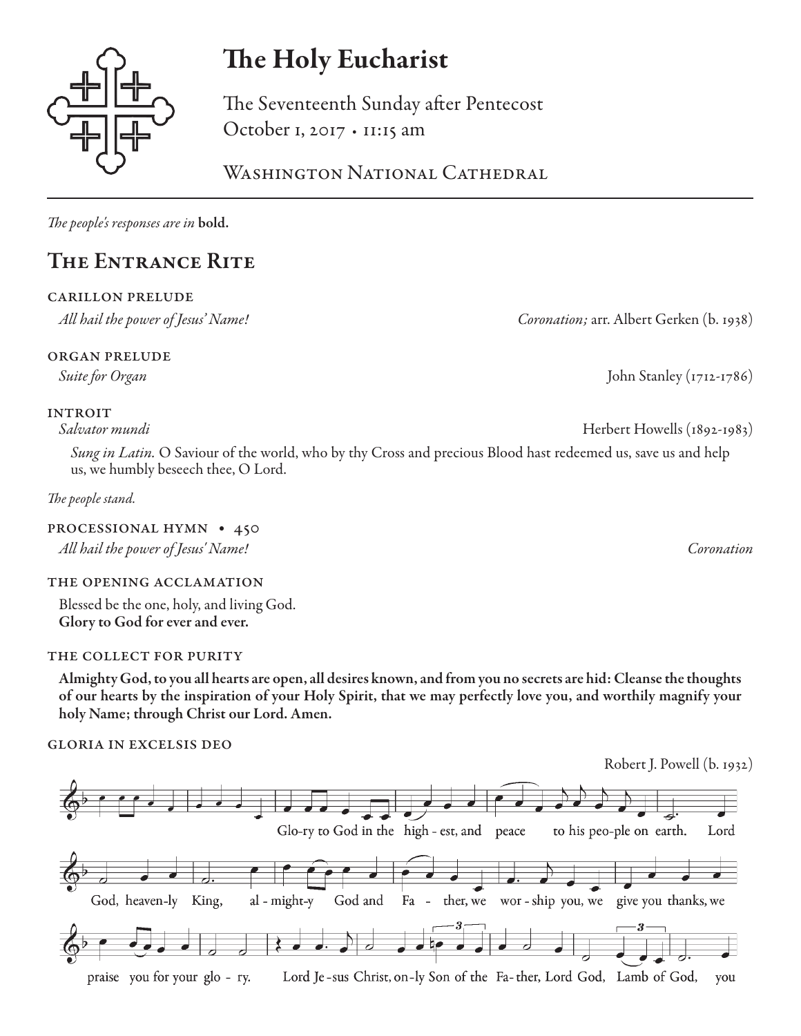# The Holy Eucharist

The Seventeenth Sunday after Pentecost
October 1, 2017 • 11:15 am

Washington National Cathedral

*The people's responses are in* **bold.**

## The Entrance Rite

### carillon prelude

*All hail the power of Jesus' Name!* — *Coronation;* arr. Albert Gerken (b. 1938)

### organ prelude

*Suite for Organ* — John Stanley (1712-1786)

### introit

*Salvator mundi* — Herbert Howells (1892-1983)

*Sung in Latin.* O Saviour of the world, who by thy Cross and precious Blood hast redeemed us, save us and help us, we humbly beseech thee, O Lord.

*The people stand.*

### processional hymn • 450

*All hail the power of Jesus' Name!* — *Coronation*

### the opening acclamation

Blessed be the one, holy, and living God.
**Glory to God for ever and ever.**

### the collect for purity

**Almighty God, to you all hearts are open, all desires known, and from you no secrets are hid: Cleanse the thoughts of our hearts by the inspiration of your Holy Spirit, that we may perfectly love you, and worthily magnify your holy Name; through Christ our Lord. Amen.**

### gloria in excelsis deo

Robert J. Powell (b. 1932)

Glo-ry to God in the high - est, and peace to his peo-ple on earth. Lord God, heaven-ly King, al - might-y God and Fa - ther, we wor - ship you, we give you thanks, we praise you for your glo - ry. Lord Je - sus Christ, on-ly Son of the Fa- ther, Lord God, Lamb of God, you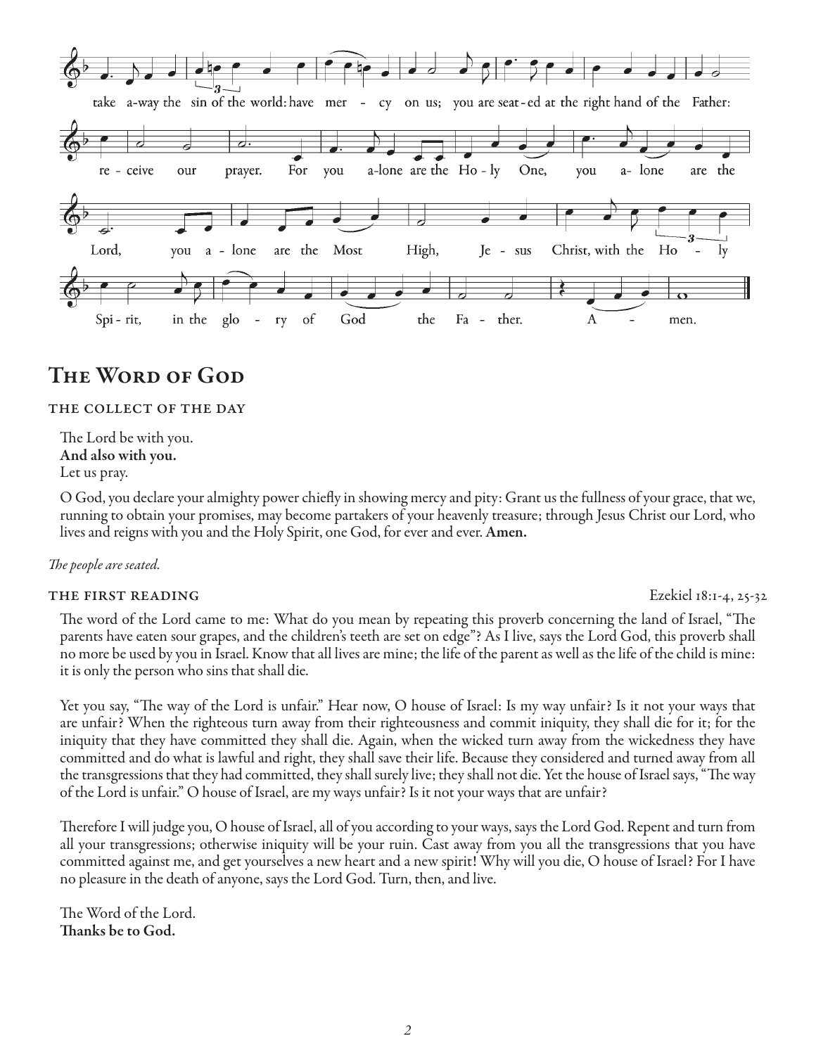take a-way the sin of the world: have mer - cy on us; you are seat-ed at the right hand of the Father:

re - ceive our prayer. For you a-lone are the Ho - ly One, you a- lone are the

Lord, you a - lone are the Most High, Je - sus Christ, with the Ho - ly

Spi - rit, in the glo - ry of God the Fa - ther. A - men.

# The Word of God

### THE COLLECT OF THE DAY

The Lord be with you.
**And also with you.**
Let us pray.

O God, you declare your almighty power chiefly in showing mercy and pity: Grant us the fullness of your grace, that we, running to obtain your promises, may become partakers of your heavenly treasure; through Jesus Christ our Lord, who lives and reigns with you and the Holy Spirit, one God, for ever and ever. **Amen.**

*The people are seated.*

### THE FIRST READING

Ezekiel 18:1-4, 25-32

The word of the Lord came to me: What do you mean by repeating this proverb concerning the land of Israel, "The parents have eaten sour grapes, and the children's teeth are set on edge"? As I live, says the Lord God, this proverb shall no more be used by you in Israel. Know that all lives are mine; the life of the parent as well as the life of the child is mine: it is only the person who sins that shall die.

Yet you say, "The way of the Lord is unfair." Hear now, O house of Israel: Is my way unfair? Is it not your ways that are unfair? When the righteous turn away from their righteousness and commit iniquity, they shall die for it; for the iniquity that they have committed they shall die. Again, when the wicked turn away from the wickedness they have committed and do what is lawful and right, they shall save their life. Because they considered and turned away from all the transgressions that they had committed, they shall surely live; they shall not die. Yet the house of Israel says, "The way of the Lord is unfair." O house of Israel, are my ways unfair? Is it not your ways that are unfair?

Therefore I will judge you, O house of Israel, all of you according to your ways, says the Lord God. Repent and turn from all your transgressions; otherwise iniquity will be your ruin. Cast away from you all the transgressions that you have committed against me, and get yourselves a new heart and a new spirit! Why will you die, O house of Israel? For I have no pleasure in the death of anyone, says the Lord God. Turn, then, and live.

The Word of the Lord.
**Thanks be to God.**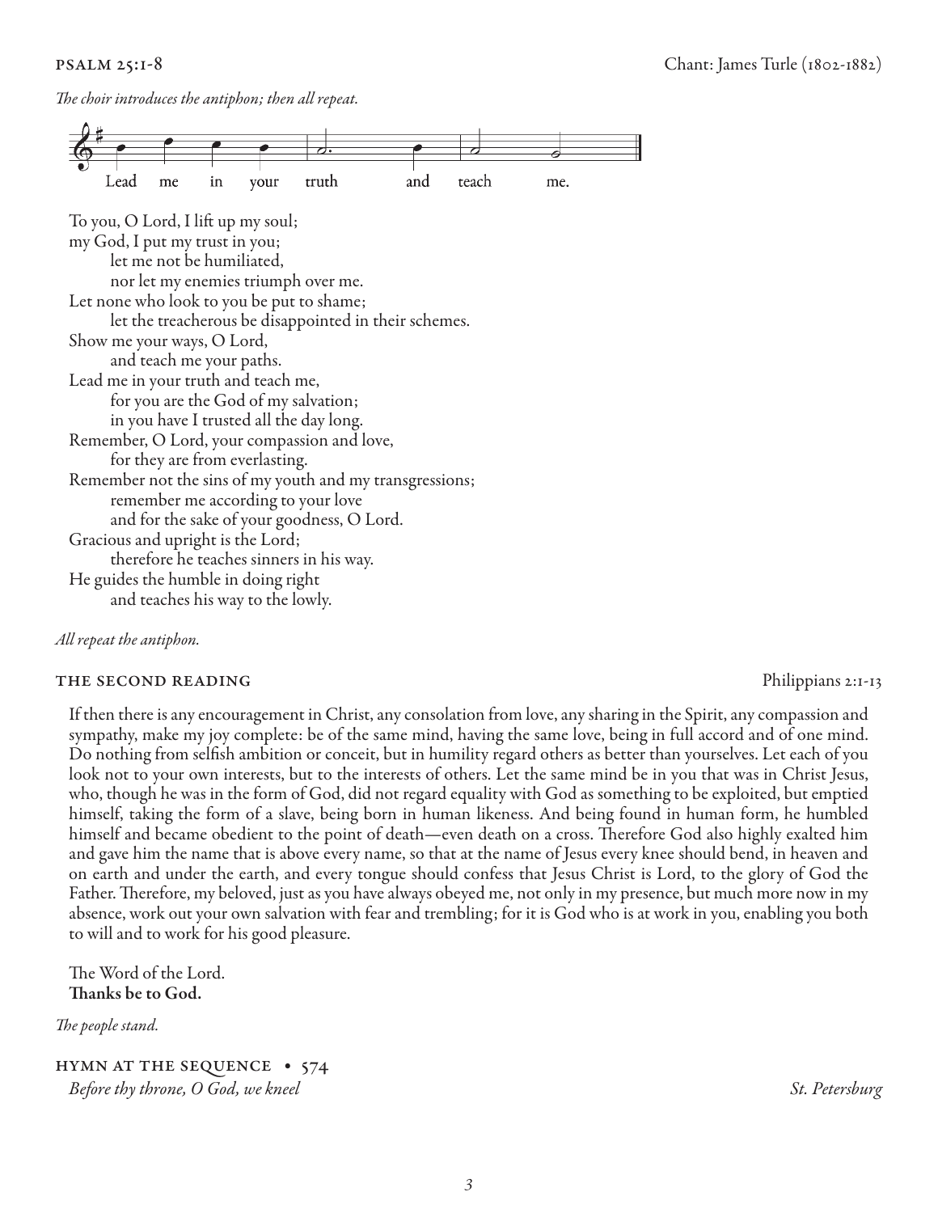## PSALM 25:1-8

Chant: James Turle (1802-1882)

*The choir introduces the antiphon; then all repeat.*

Lead me in your truth and teach me.

To you, O Lord, I lift up my soul;
my God, I put my trust in you;
  let me not be humiliated,
  nor let my enemies triumph over me.
Let none who look to you be put to shame;
  let the treacherous be disappointed in their schemes.
Show me your ways, O Lord,
  and teach me your paths.
Lead me in your truth and teach me,
  for you are the God of my salvation;
  in you have I trusted all the day long.
Remember, O Lord, your compassion and love,
  for they are from everlasting.
Remember not the sins of my youth and my transgressions;
  remember me according to your love
  and for the sake of your goodness, O Lord.
Gracious and upright is the Lord;
  therefore he teaches sinners in his way.
He guides the humble in doing right
  and teaches his way to the lowly.

*All repeat the antiphon.*

## THE SECOND READING

Philippians 2:1-13

If then there is any encouragement in Christ, any consolation from love, any sharing in the Spirit, any compassion and sympathy, make my joy complete: be of the same mind, having the same love, being in full accord and of one mind. Do nothing from selfish ambition or conceit, but in humility regard others as better than yourselves. Let each of you look not to your own interests, but to the interests of others. Let the same mind be in you that was in Christ Jesus, who, though he was in the form of God, did not regard equality with God as something to be exploited, but emptied himself, taking the form of a slave, being born in human likeness. And being found in human form, he humbled himself and became obedient to the point of death—even death on a cross. Therefore God also highly exalted him and gave him the name that is above every name, so that at the name of Jesus every knee should bend, in heaven and on earth and under the earth, and every tongue should confess that Jesus Christ is Lord, to the glory of God the Father. Therefore, my beloved, just as you have always obeyed me, not only in my presence, but much more now in my absence, work out your own salvation with fear and trembling; for it is God who is at work in you, enabling you both to will and to work for his good pleasure.

The Word of the Lord.
**Thanks be to God.**

*The people stand.*

## HYMN AT THE SEQUENCE • 574

*Before thy throne, O God, we kneel* — *St. Petersburg*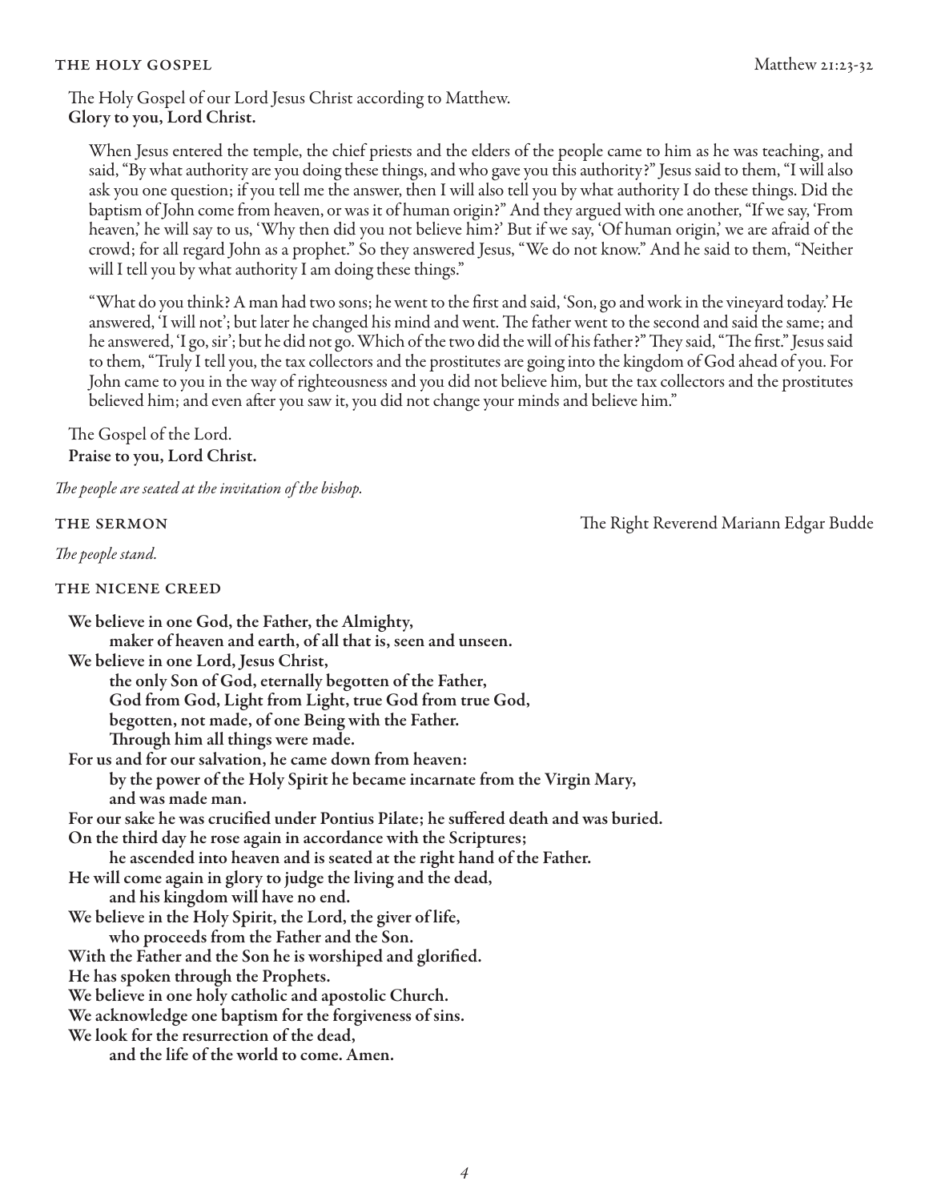## THE HOLY GOSPEL

Matthew 21:23-32

The Holy Gospel of our Lord Jesus Christ according to Matthew.
**Glory to you, Lord Christ.**

When Jesus entered the temple, the chief priests and the elders of the people came to him as he was teaching, and said, "By what authority are you doing these things, and who gave you this authority?" Jesus said to them, "I will also ask you one question; if you tell me the answer, then I will also tell you by what authority I do these things. Did the baptism of John come from heaven, or was it of human origin?" And they argued with one another, "If we say, 'From heaven,' he will say to us, 'Why then did you not believe him?' But if we say, 'Of human origin,' we are afraid of the crowd; for all regard John as a prophet." So they answered Jesus, "We do not know." And he said to them, "Neither will I tell you by what authority I am doing these things."

"What do you think? A man had two sons; he went to the first and said, 'Son, go and work in the vineyard today.' He answered, 'I will not'; but later he changed his mind and went. The father went to the second and said the same; and he answered, 'I go, sir'; but he did not go. Which of the two did the will of his father?" They said, "The first." Jesus said to them, "Truly I tell you, the tax collectors and the prostitutes are going into the kingdom of God ahead of you. For John came to you in the way of righteousness and you did not believe him, but the tax collectors and the prostitutes believed him; and even after you saw it, you did not change your minds and believe him."

The Gospel of the Lord.
**Praise to you, Lord Christ.**

*The people are seated at the invitation of the bishop.*

## THE SERMON

The Right Reverend Mariann Edgar Budde

*The people stand.*

## THE NICENE CREED

**We believe in one God, the Father, the Almighty,**
**maker of heaven and earth, of all that is, seen and unseen.**
**We believe in one Lord, Jesus Christ,**
**the only Son of God, eternally begotten of the Father,**
**God from God, Light from Light, true God from true God,**
**begotten, not made, of one Being with the Father.**
**Through him all things were made.**
**For us and for our salvation, he came down from heaven:**
**by the power of the Holy Spirit he became incarnate from the Virgin Mary,**
**and was made man.**
**For our sake he was crucified under Pontius Pilate; he suffered death and was buried.**
**On the third day he rose again in accordance with the Scriptures;**
**he ascended into heaven and is seated at the right hand of the Father.**
**He will come again in glory to judge the living and the dead,**
**and his kingdom will have no end.**
**We believe in the Holy Spirit, the Lord, the giver of life,**
**who proceeds from the Father and the Son.**
**With the Father and the Son he is worshiped and glorified.**
**He has spoken through the Prophets.**
**We believe in one holy catholic and apostolic Church.**
**We acknowledge one baptism for the forgiveness of sins.**
**We look for the resurrection of the dead,**
**and the life of the world to come. Amen.**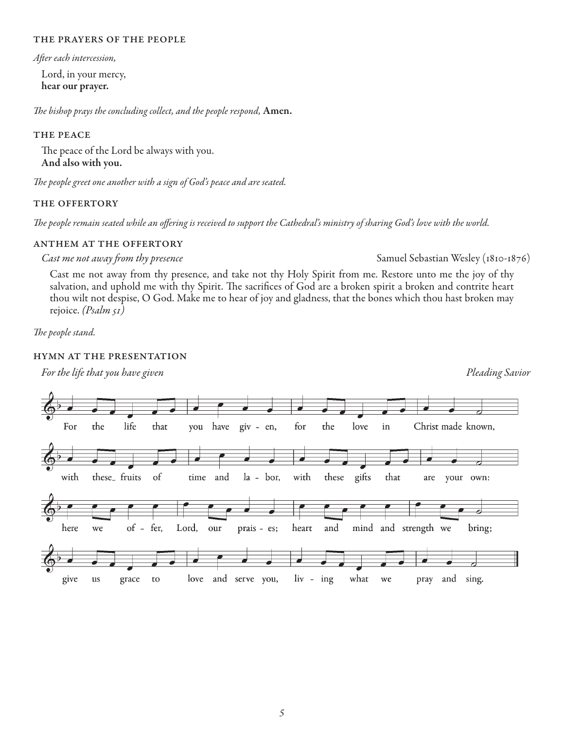### THE PRAYERS OF THE PEOPLE

*After each intercession,*

Lord, in your mercy,
**hear our prayer.**

*The bishop prays the concluding collect, and the people respond,* **Amen.**

### THE PEACE

The peace of the Lord be always with you.
**And also with you.**

*The people greet one another with a sign of God's peace and are seated.*

### THE OFFERTORY

*The people remain seated while an offering is received to support the Cathedral's ministry of sharing God's love with the world.*

### ANTHEM AT THE OFFERTORY

*Cast me not away from thy presence* — Samuel Sebastian Wesley (1810-1876)

Cast me not away from thy presence, and take not thy Holy Spirit from me. Restore unto me the joy of thy salvation, and uphold me with thy Spirit. The sacrifices of God are a broken spirit a broken and contrite heart thou wilt not despise, O God. Make me to hear of joy and gladness, that the bones which thou hast broken may rejoice. *(Psalm 51)*

*The people stand.*

### HYMN AT THE PRESENTATION

*For the life that you have given* — *Pleading Savior*

For the life that you have given, for the love in Christ made known,
with these fruits of time and labor, with these gifts that are your own:
here we offer, Lord, our praises; heart and mind and strength we bring;
give us grace to love and serve you, living what we pray and sing.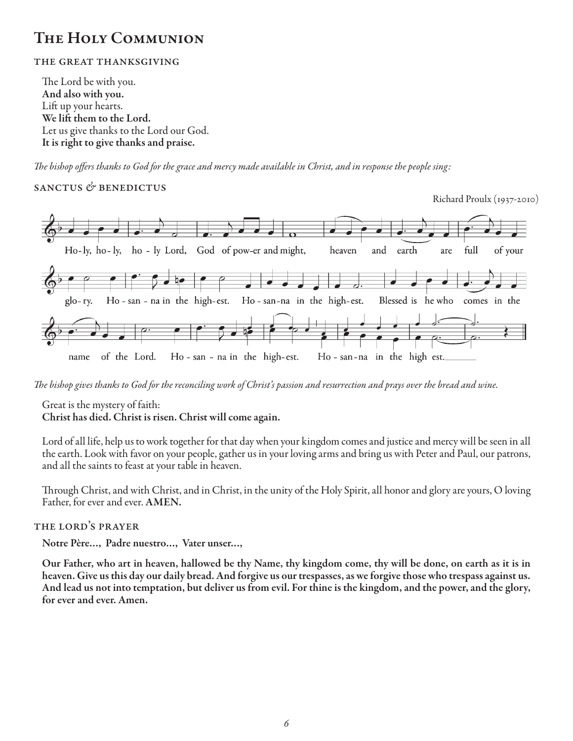# The Holy Communion

### the great thanksgiving

The Lord be with you.
**And also with you.**
Lift up your hearts.
**We lift them to the Lord.**
Let us give thanks to the Lord our God.
**It is right to give thanks and praise.**

*The bishop offers thanks to God for the grace and mercy made available in Christ, and in response the people sing:*

### sanctus & benedictus

Richard Proulx (1937-2010)

Ho-ly, ho-ly, ho-ly Lord, God of pow-er and might, heaven and earth are full of your glo-ry. Ho-san-na in the high-est. Ho-san-na in the high-est. Blessed is he who comes in the name of the Lord. Ho-san-na in the high-est. Ho-san-na in the high est.

*The bishop gives thanks to God for the reconciling work of Christ's passion and resurrection and prays over the bread and wine.*

Great is the mystery of faith:
**Christ has died. Christ is risen. Christ will come again.**

Lord of all life, help us to work together for that day when your kingdom comes and justice and mercy will be seen in all the earth. Look with favor on your people, gather us in your loving arms and bring us with Peter and Paul, our patrons, and all the saints to feast at your table in heaven.

Through Christ, and with Christ, and in Christ, in the unity of the Holy Spirit, all honor and glory are yours, O loving Father, for ever and ever. **AMEN.**

### the lord's prayer

**Notre Père..., Padre nuestro..., Vater unser...,**

**Our Father, who art in heaven, hallowed be thy Name, thy kingdom come, thy will be done, on earth as it is in heaven. Give us this day our daily bread. And forgive us our trespasses, as we forgive those who trespass against us. And lead us not into temptation, but deliver us from evil. For thine is the kingdom, and the power, and the glory, for ever and ever. Amen.**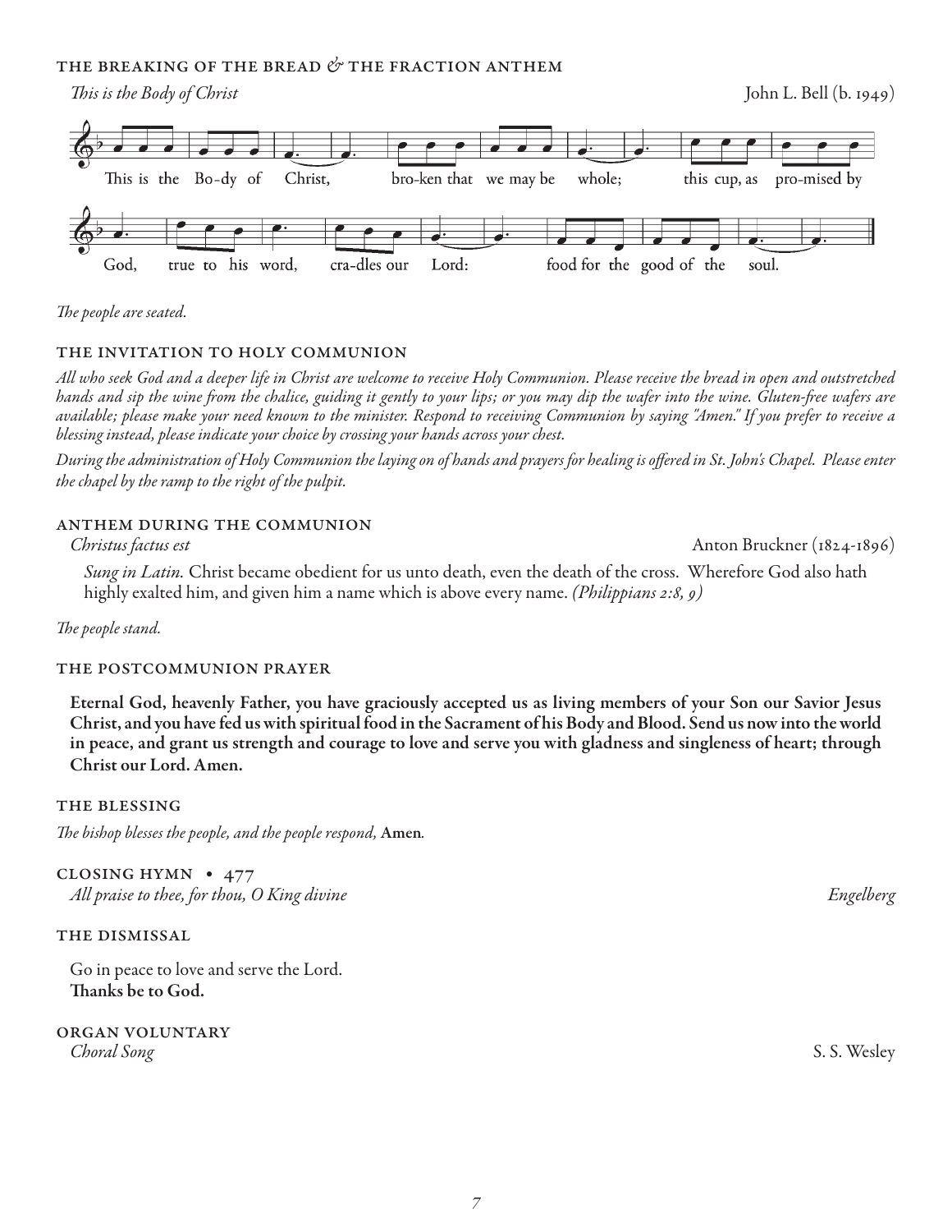## THE BREAKING OF THE BREAD & THE FRACTION ANTHEM

*This is the Body of Christ* John L. Bell (b. 1949)

This is the Bo-dy of Christ, bro-ken that we may be whole; this cup, as pro-mised by God, true to his word, cra-dles our Lord: food for the good of the soul.

*The people are seated.*

## THE INVITATION TO HOLY COMMUNION

*All who seek God and a deeper life in Christ are welcome to receive Holy Communion. Please receive the bread in open and outstretched hands and sip the wine from the chalice, guiding it gently to your lips; or you may dip the wafer into the wine. Gluten-free wafers are available; please make your need known to the minister. Respond to receiving Communion by saying "Amen." If you prefer to receive a blessing instead, please indicate your choice by crossing your hands across your chest.*

*During the administration of Holy Communion the laying on of hands and prayers for healing is offered in St. John's Chapel. Please enter the chapel by the ramp to the right of the pulpit.*

## ANTHEM DURING THE COMMUNION

*Christus factus est* Anton Bruckner (1824-1896)

*Sung in Latin.* Christ became obedient for us unto death, even the death of the cross. Wherefore God also hath highly exalted him, and given him a name which is above every name. *(Philippians 2:8, 9)*

*The people stand.*

## THE POSTCOMMUNION PRAYER

**Eternal God, heavenly Father, you have graciously accepted us as living members of your Son our Savior Jesus Christ, and you have fed us with spiritual food in the Sacrament of his Body and Blood. Send us now into the world in peace, and grant us strength and courage to love and serve you with gladness and singleness of heart; through Christ our Lord. Amen.**

## THE BLESSING

*The bishop blesses the people, and the people respond,* **Amen**.

## CLOSING HYMN • 477

*All praise to thee, for thou, O King divine* *Engelberg*

## THE DISMISSAL

Go in peace to love and serve the Lord.
**Thanks be to God.**

## ORGAN VOLUNTARY

*Choral Song* S. S. Wesley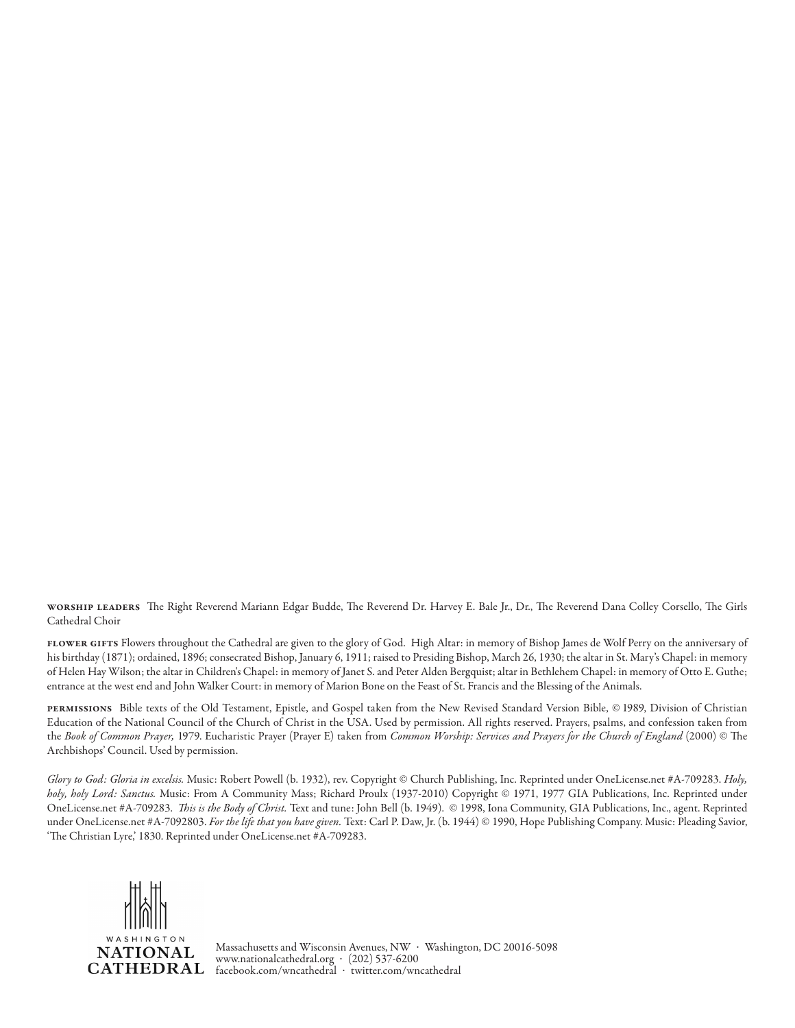**WORSHIP LEADERS** The Right Reverend Mariann Edgar Budde, The Reverend Dr. Harvey E. Bale Jr., Dr., The Reverend Dana Colley Corsello, The Girls Cathedral Choir

**FLOWER GIFTS** Flowers throughout the Cathedral are given to the glory of God. High Altar: in memory of Bishop James de Wolf Perry on the anniversary of his birthday (1871); ordained, 1896; consecrated Bishop, January 6, 1911; raised to Presiding Bishop, March 26, 1930; the altar in St. Mary's Chapel: in memory of Helen Hay Wilson; the altar in Children's Chapel: in memory of Janet S. and Peter Alden Bergquist; altar in Bethlehem Chapel: in memory of Otto E. Guthe; entrance at the west end and John Walker Court: in memory of Marion Bone on the Feast of St. Francis and the Blessing of the Animals.

**PERMISSIONS** Bible texts of the Old Testament, Epistle, and Gospel taken from the New Revised Standard Version Bible, © 1989, Division of Christian Education of the National Council of the Church of Christ in the USA. Used by permission. All rights reserved. Prayers, psalms, and confession taken from the *Book of Common Prayer,* 1979. Eucharistic Prayer (Prayer E) taken from *Common Worship: Services and Prayers for the Church of England* (2000) © The Archbishops' Council. Used by permission.

*Glory to God: Gloria in excelsis.* Music: Robert Powell (b. 1932), rev. Copyright © Church Publishing, Inc. Reprinted under OneLicense.net #A-709283. *Holy, holy, holy Lord: Sanctus.* Music: From A Community Mass; Richard Proulx (1937-2010) Copyright © 1971, 1977 GIA Publications, Inc. Reprinted under OneLicense.net #A-709283. *This is the Body of Christ.* Text and tune: John Bell (b. 1949). © 1998, Iona Community, GIA Publications, Inc., agent. Reprinted under OneLicense.net #A-7092803. *For the life that you have given.* Text: Carl P. Daw, Jr. (b. 1944) © 1990, Hope Publishing Company. Music: Pleading Savior, 'The Christian Lyre,' 1830. Reprinted under OneLicense.net #A-709283.

WASHINGTON NATIONAL CATHEDRAL

Massachusetts and Wisconsin Avenues, NW · Washington, DC 20016-5098
www.nationalcathedral.org · (202) 537-6200
facebook.com/wncathedral · twitter.com/wncathedral